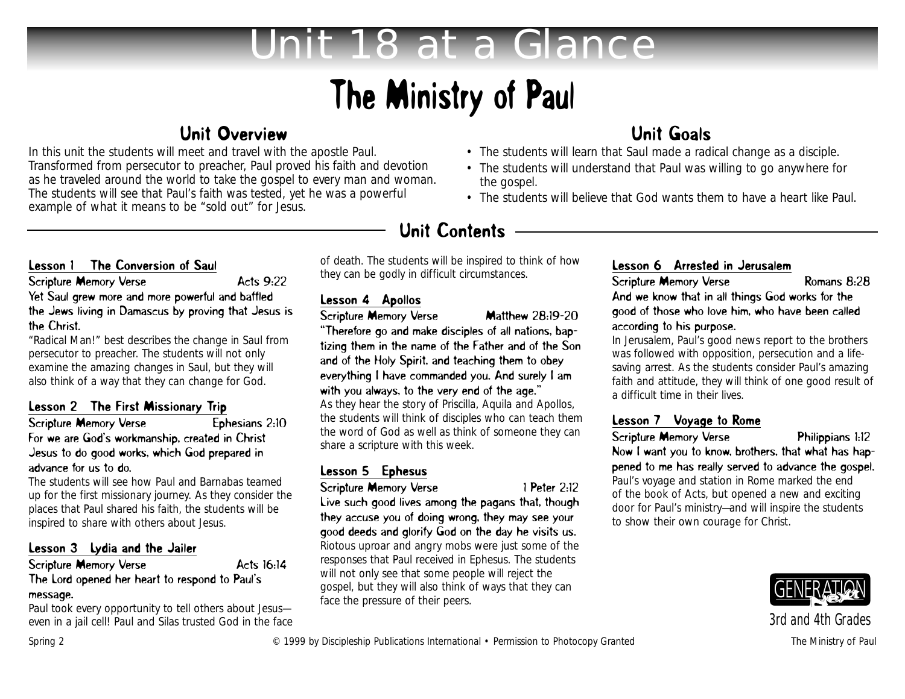# Unit 18 at a Glance

# The Ministry of Paul

## Unit Overview

In this unit the students will meet and travel with the apostle Paul. Transformed from persecutor to preacher, Paul proved his faith and devotion as he traveled around the world to take the gospel to every man and woman. The students will see that Paul's faith was tested, yet he was a powerful example of what it means to be "sold out" for Jesus.

## Unit Goals

- The students will learn that Saul made a radical change as a disciple.
- The students will understand that Paul was willing to go anywhere for the gospel.
- The students will believe that God wants them to have a heart like Paul.

## Unit Contents

### Lesson 1 The Conversion of Saul

**Scripture Memory Verse** **Acts 9:22**

**Yet Saul grew more and more powerful and baffled the Jews living in Damascus by proving that Jesus is the Christ.**

"Radical Man!" best describes the change in Saul from persecutor to preacher. The students will not only examine the amazing changes in Saul, but they will also think of a way that they can change for God.

### Lesson 2 The First Missionary Trip

**Scripture Memory Verse** **Ephesians 2:10**

**For we are God's workmanship, created in Christ Jesus to do good works, which God prepared in advance for us to do.**

The students will see how Paul and Barnabas teamed up for the first missionary journey. As they consider the places that Paul shared his faith, the students will be inspired to share with others about Jesus.

### Lesson 3 Lydia and the Jailer

**Scripture Memory Verse** **Acts 16:14**

**The Lord opened her heart to respond to Paul's message.**

Paul took every opportunity to tell others about Jesus—even in a jail cell! Paul and Silas trusted God in the face of death. The students will be inspired to think of how they can be godly in difficult circumstances.

### Lesson 4 Apollos

**Scripture Memory Verse** **Matthew 28:19-20**

**"Therefore go and make disciples of all nations, baptizing them in the name of the Father and of the Son and of the Holy Spirit, and teaching them to obey everything I have commanded you. And surely I am with you always, to the very end of the age."**

As they hear the story of Priscilla, Aquila and Apollos, the students will think of disciples who can teach them the word of God as well as think of someone they can share a scripture with this week.

### Lesson 5 Ephesus

**Scripture Memory Verse** **1 Peter 2:12**

**Live such good lives among the pagans that, though they accuse you of doing wrong, they may see your good deeds and glorify God on the day he visits us.**

Riotous uproar and angry mobs were just some of the responses that Paul received in Ephesus. The students will not only see that some people will reject the gospel, but they will also think of ways that they can face the pressure of their peers.

### Lesson 6 Arrested in Jerusalem

**Scripture Memory Verse** **Romans 8:28**

**And we know that in all things God works for the good of those who love him, who have been called according to his purpose.**

In Jerusalem, Paul's good news report to the brothers was followed with opposition, persecution and a life-saving arrest. As the students consider Paul's amazing faith and attitude, they will think of one good result of a difficult time in their lives.

### Lesson 7 Voyage to Rome

**Scripture Memory Verse** **Philippians 1:12**

**Now I want you to know, brothers, that what has happened to me has really served to advance the gospel.**

Paul's voyage and station in Rome marked the end of the book of Acts, but opened a new and exciting door for Paul's ministry—and will inspire the students to show their own courage for Christ.

GENERATION Next

3rd and 4th Grades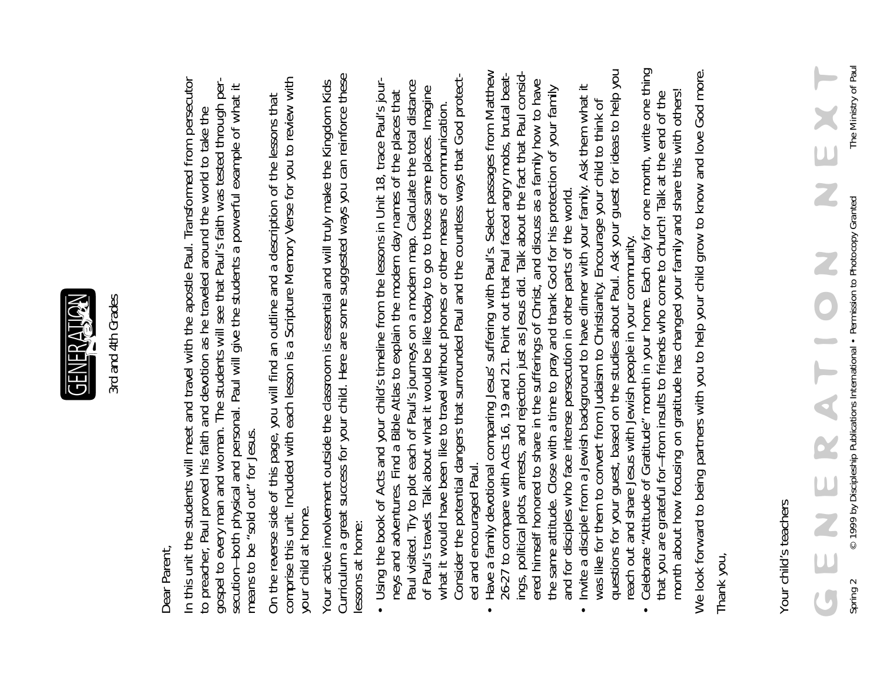GENERATION NEXT

3rd and 4th Grades

Dear Parent,

In this unit the students will meet and travel with the apostle Paul. Transformed from persecutor to preacher, Paul proved his faith and devotion as he traveled around the world to take the gospel to every man and woman. The students will see that Paul's faith was tested through persecution—both physical and personal. Paul will give the students a powerful example of what it means to be "sold out" for Jesus.

On the reverse side of this page, you will find an outline and a description of the lessons that comprise this unit. Included with each lesson is a Scripture Memory Verse for you to review with your child at home.

Your active involvement outside the classroom is essential and will truly make the Kingdom Kids Curriculum a great success for your child. Here are some suggested ways you can reinforce these lessons at home:

- Using the book of Acts and your child's timeline from the lessons in Unit 18, trace Paul's journeys and adventures. Find a Bible Atlas to explain the modern day names of the places that Paul visited. Try to plot each of Paul's journeys on a modern map. Calculate the total distance of Paul's travels. Talk about what it would be like today to go to those same places. Imagine what it would have been like to travel without phones or other means of communication. Consider the potential dangers that surrounded Paul and the countless ways that God protected and encouraged Paul.
- Have a family devotional comparing Jesus' suffering with Paul's. Select passages from Matthew 26-27 to compare with Acts 16, 19 and 21. Point out that Paul faced angry mobs, brutal beatings, political plots, arrests, and rejection just as Jesus did. Talk about the fact that Paul considered himself honored to share in the sufferings of Christ, and discuss as a family how to have the same attitude. Close with a time to pray and thank God for his protection of your family and for disciples who face intense persecution in other parts of the world.
- Invite a disciple from a Jewish background to have dinner with your family. Ask them what it was like for them to convert from Judaism to Christianity. Encourage your child to think of questions for your guest, based on the studies about Paul. Ask your guest for ideas to help you reach out and share Jesus with Jewish people in your community.
- Celebrate "Attitude of Gratitude" month in your home. Each day for one month, write one thing that you are grateful for—from insults to friends who come to church! Talk at the end of the month about how focusing on gratitude has changed your family and share this with others!

We look forward to being partners with you to help your child grow to know and love God more.

Thank you,

Your child's teachers

GENERATION NEXT

© 1999 by Discipleship Publications International • Permission to Photocopy Granted